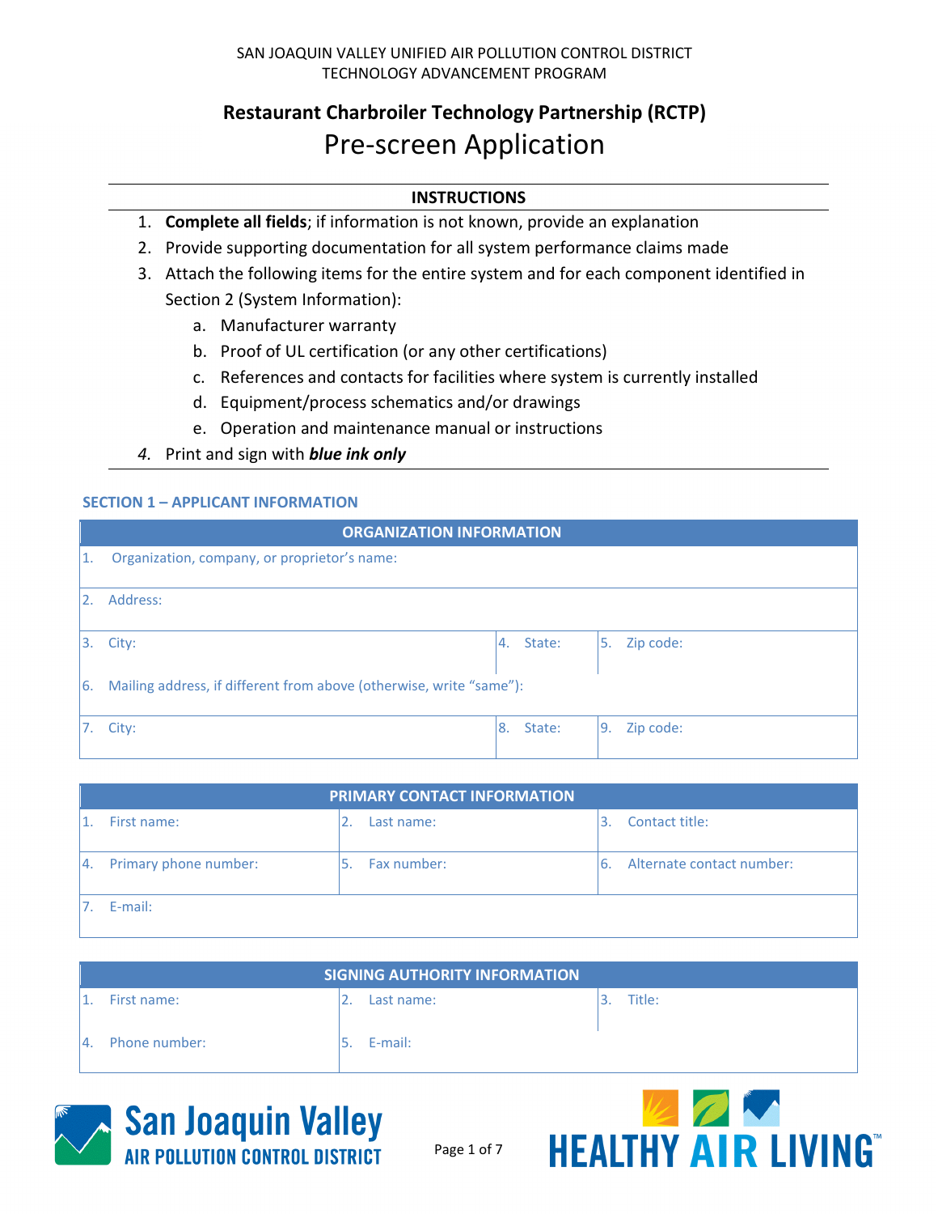SAN JOAQUIN VALLEY UNIFIED AIR POLLUTION CONTROL DISTRICT
TECHNOLOGY ADVANCEMENT PROGRAM

# Restaurant Charbroiler Technology Partnership (RCTP)

# Pre-screen Application

## INSTRUCTIONS

1. **Complete all fields**; if information is not known, provide an explanation
2. Provide supporting documentation for all system performance claims made
3. Attach the following items for the entire system and for each component identified in Section 2 (System Information):
   a. Manufacturer warranty
   b. Proof of UL certification (or any other certifications)
   c. References and contacts for facilities where system is currently installed
   d. Equipment/process schematics and/or drawings
   e. Operation and maintenance manual or instructions
4. Print and sign with ***blue ink only***

## SECTION 1 – APPLICANT INFORMATION

| ORGANIZATION INFORMATION | | |
|---|---|---|
| 1. Organization, company, or proprietor's name: | | |
| 2. Address: | | |
| 3. City: | 4. State: | 5. Zip code: |
| 6. Mailing address, if different from above (otherwise, write "same"): | | |
| 7. City: | 8. State: | 9. Zip code: |

| PRIMARY CONTACT INFORMATION | | |
|---|---|---|
| 1. First name: | 2. Last name: | 3. Contact title: |
| 4. Primary phone number: | 5. Fax number: | 6. Alternate contact number: |
| 7. E-mail: | | |

| SIGNING AUTHORITY INFORMATION | | |
|---|---|---|
| 1. First name: | 2. Last name: | 3. Title: |
| 4. Phone number: | 5. E-mail: | |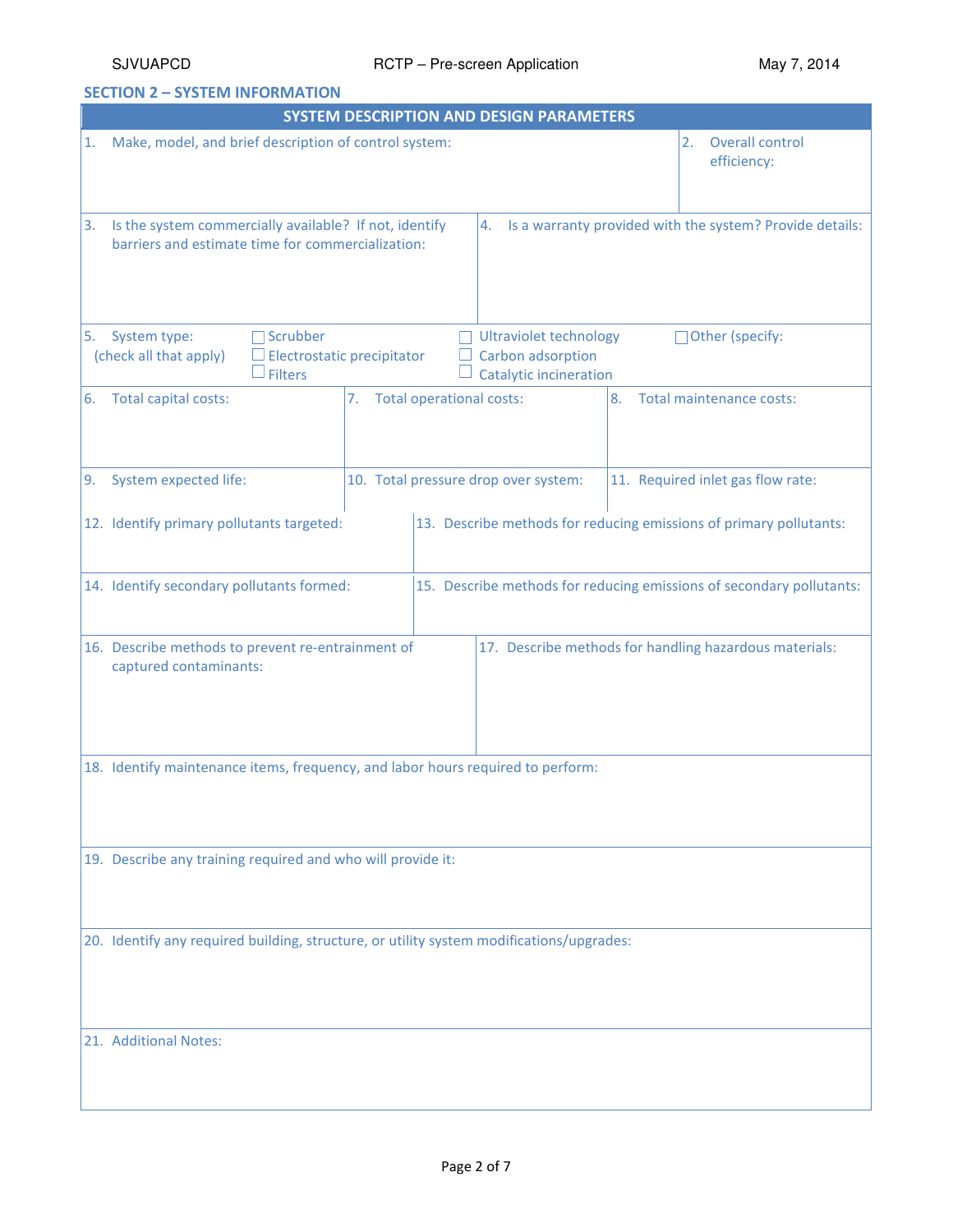## SECTION 2 – SYSTEM INFORMATION

### SYSTEM DESCRIPTION AND DESIGN PARAMETERS

1. Make, model, and brief description of control system:

2. Overall control efficiency:

3. Is the system commercially available? If not, identify barriers and estimate time for commercialization:

4. Is a warranty provided with the system? Provide details:

5. System type: (check all that apply)
   - ☐ Scrubber
   - ☐ Electrostatic precipitator
   - ☐ Filters
   - ☐ Ultraviolet technology
   - ☐ Carbon adsorption
   - ☐ Catalytic incineration
   - ☐ Other (specify:

6. Total capital costs:

7. Total operational costs:

8. Total maintenance costs:

9. System expected life:

10. Total pressure drop over system:

11. Required inlet gas flow rate:

12. Identify primary pollutants targeted:

13. Describe methods for reducing emissions of primary pollutants:

14. Identify secondary pollutants formed:

15. Describe methods for reducing emissions of secondary pollutants:

16. Describe methods to prevent re-entrainment of captured contaminants:

17. Describe methods for handling hazardous materials:

18. Identify maintenance items, frequency, and labor hours required to perform:

19. Describe any training required and who will provide it:

20. Identify any required building, structure, or utility system modifications/upgrades:

21. Additional Notes: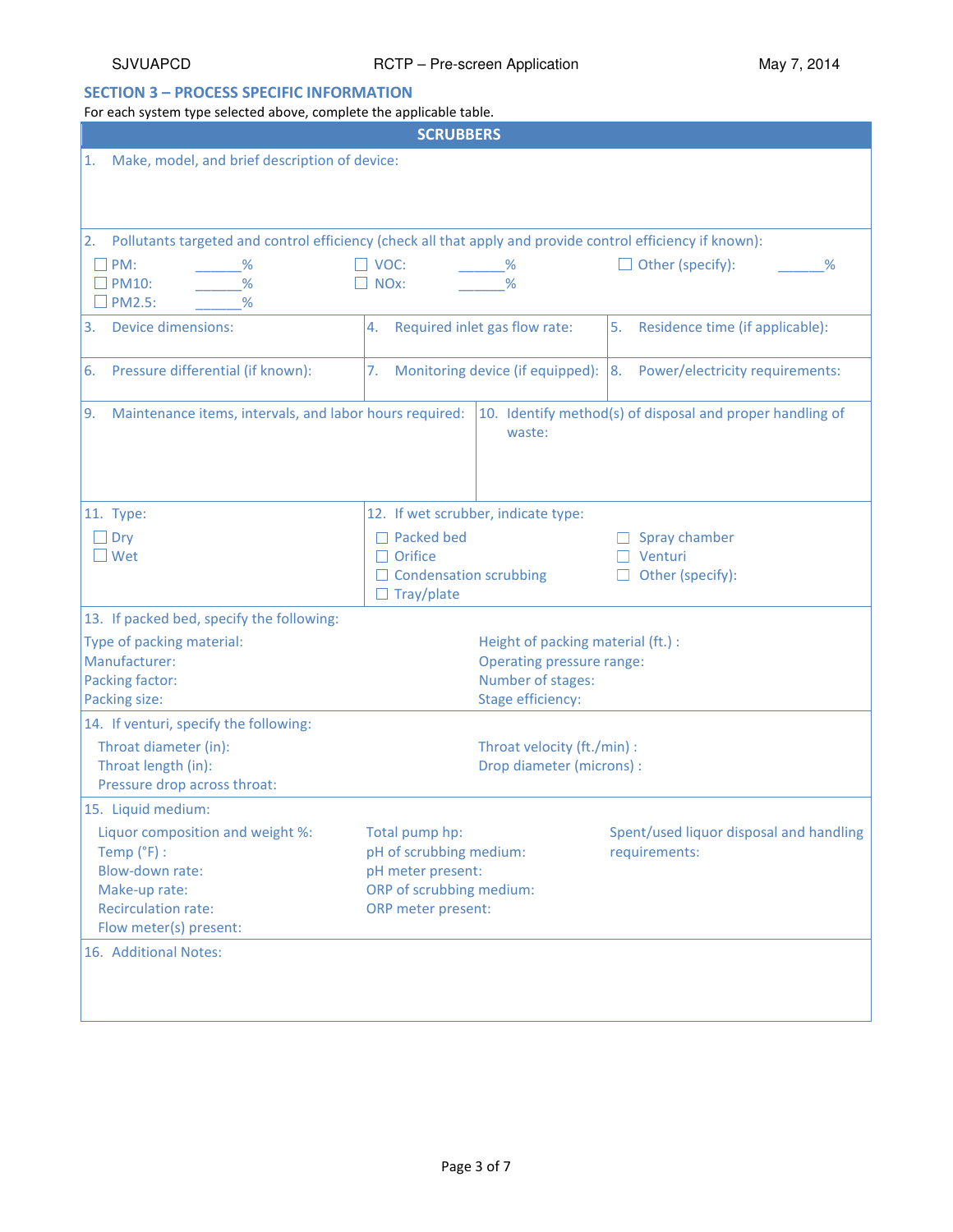## SECTION 3 – PROCESS SPECIFIC INFORMATION

For each system type selected above, complete the applicable table.

### SCRUBBERS

1. Make, model, and brief description of device:

2. Pollutants targeted and control efficiency (check all that apply and provide control efficiency if known):

☐ PM: ______%
☐ PM10: ______%
☐ PM2.5: ______%
☐ VOC: ______%
☐ NOx: ______%
☐ Other (specify): ______%

3. Device dimensions:

4. Required inlet gas flow rate:

5. Residence time (if applicable):

6. Pressure differential (if known):

7. Monitoring device (if equipped):

8. Power/electricity requirements:

9. Maintenance items, intervals, and labor hours required:

10. Identify method(s) of disposal and proper handling of waste:

11. Type:

☐ Dry
☐ Wet

12. If wet scrubber, indicate type:

☐ Packed bed
☐ Orifice
☐ Condensation scrubbing
☐ Tray/plate
☐ Spray chamber
☐ Venturi
☐ Other (specify):

13. If packed bed, specify the following:

Type of packing material:
Manufacturer:
Packing factor:
Packing size:
Height of packing material (ft.) :
Operating pressure range:
Number of stages:
Stage efficiency:

14. If venturi, specify the following:

Throat diameter (in):
Throat length (in):
Pressure drop across throat:
Throat velocity (ft./min) :
Drop diameter (microns) :

15. Liquid medium:

Liquor composition and weight %:
Temp (°F) :
Blow-down rate:
Make-up rate:
Recirculation rate:
Flow meter(s) present:

Total pump hp:
pH of scrubbing medium:
pH meter present:
ORP of scrubbing medium:
ORP meter present:

Spent/used liquor disposal and handling requirements:

16. Additional Notes: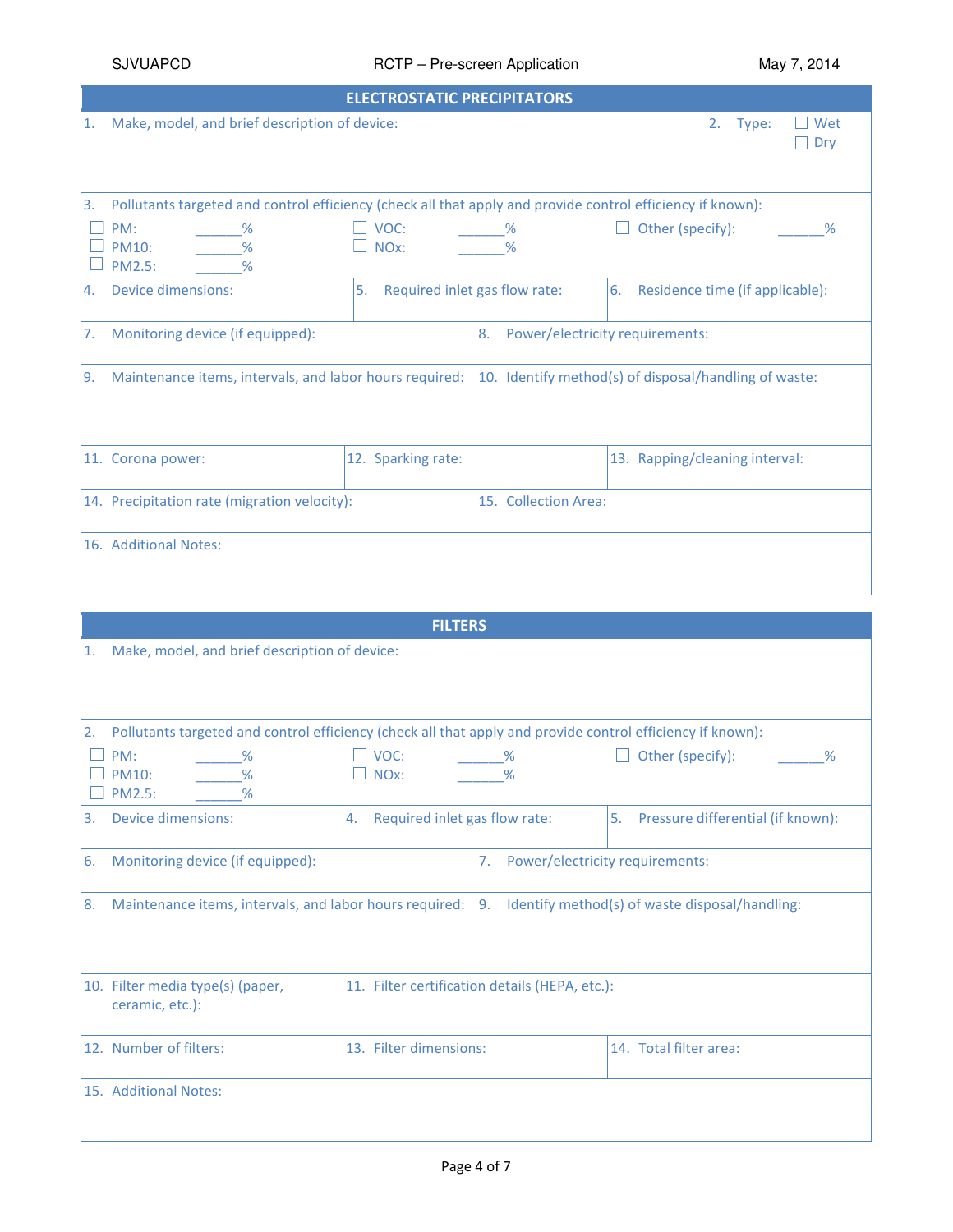## ELECTROSTATIC PRECIPITATORS

1. Make, model, and brief description of device:

2. Type: ☐ Wet ☐ Dry

3. Pollutants targeted and control efficiency (check all that apply and provide control efficiency if known):

| | | |
|---|---|---|
| ☐ PM: ______% | ☐ VOC: ______% | ☐ Other (specify): ______% |
| ☐ PM10: ______% | ☐ NOx: ______% | |
| ☐ PM2.5: ______% | | |

4. Device dimensions:

5. Required inlet gas flow rate:

6. Residence time (if applicable):

7. Monitoring device (if equipped):

8. Power/electricity requirements:

9. Maintenance items, intervals, and labor hours required:

10. Identify method(s) of disposal/handling of waste:

11. Corona power:

12. Sparking rate:

13. Rapping/cleaning interval:

14. Precipitation rate (migration velocity):

15. Collection Area:

16. Additional Notes:

## FILTERS

1. Make, model, and brief description of device:

2. Pollutants targeted and control efficiency (check all that apply and provide control efficiency if known):

| | | |
|---|---|---|
| ☐ PM: ______% | ☐ VOC: ______% | ☐ Other (specify): ______% |
| ☐ PM10: ______% | ☐ NOx: ______% | |
| ☐ PM2.5: ______% | | |

3. Device dimensions:

4. Required inlet gas flow rate:

5. Pressure differential (if known):

6. Monitoring device (if equipped):

7. Power/electricity requirements:

8. Maintenance items, intervals, and labor hours required:

9. Identify method(s) of waste disposal/handling:

10. Filter media type(s) (paper, ceramic, etc.):

11. Filter certification details (HEPA, etc.):

12. Number of filters:

13. Filter dimensions:

14. Total filter area:

15. Additional Notes: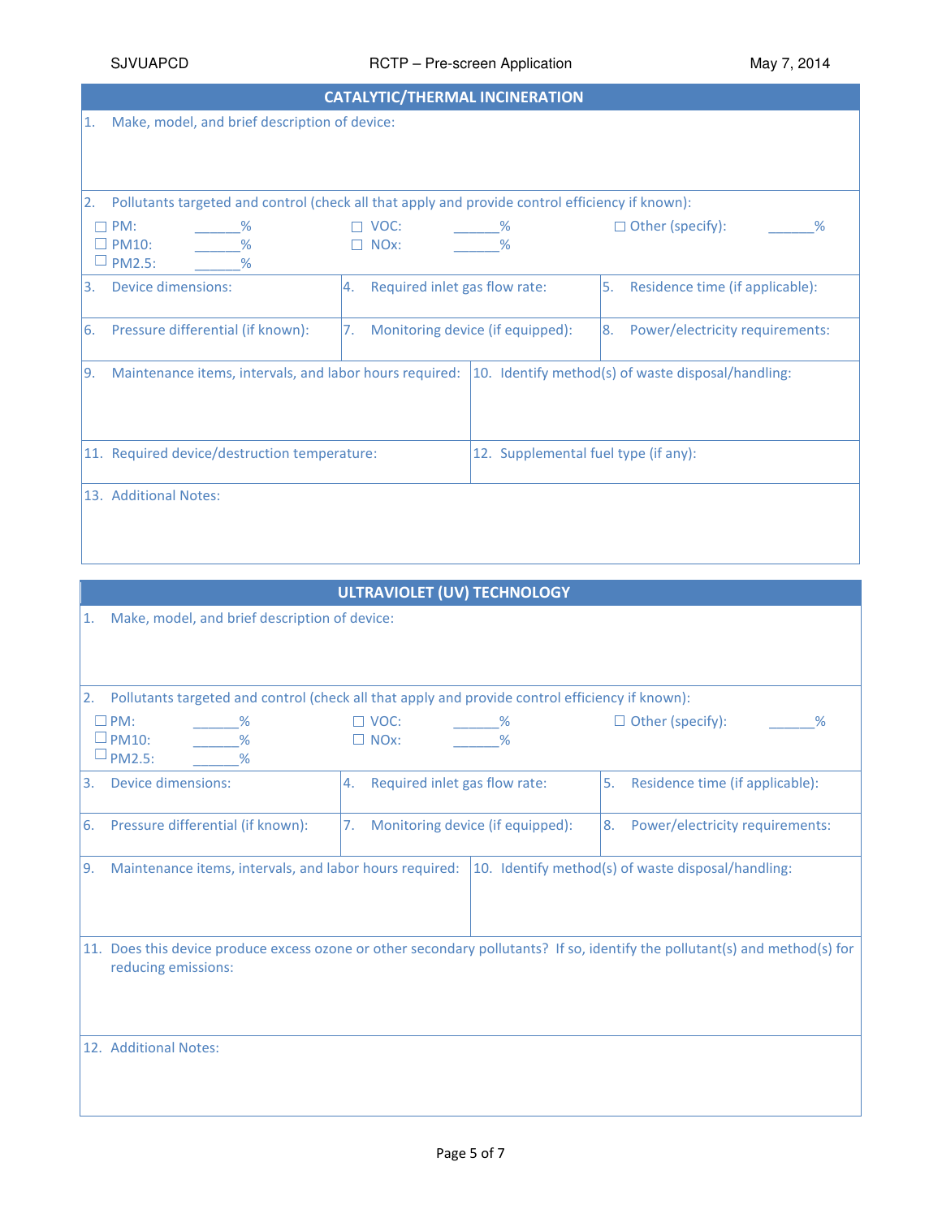## CATALYTIC/THERMAL INCINERATION

1. Make, model, and brief description of device:

2. Pollutants targeted and control (check all that apply and provide control efficiency if known):

| | | |
|---|---|---|
| ☐ PM: ______% | ☐ VOC: ______% | ☐ Other (specify): ______% |
| ☐ PM10: ______% | ☐ NOx: ______% | |
| ☐ PM2.5: ______% | | |

| | | |
|---|---|---|
| 3. Device dimensions: | 4. Required inlet gas flow rate: | 5. Residence time (if applicable): |
| 6. Pressure differential (if known): | 7. Monitoring device (if equipped): | 8. Power/electricity requirements: |

| | |
|---|---|
| 9. Maintenance items, intervals, and labor hours required: | 10. Identify method(s) of waste disposal/handling: |
| 11. Required device/destruction temperature: | 12. Supplemental fuel type (if any): |

13. Additional Notes:

## ULTRAVIOLET (UV) TECHNOLOGY

1. Make, model, and brief description of device:

2. Pollutants targeted and control (check all that apply and provide control efficiency if known):

| | | |
|---|---|---|
| ☐ PM: ______% | ☐ VOC: ______% | ☐ Other (specify): ______% |
| ☐ PM10: ______% | ☐ NOx: ______% | |
| ☐ PM2.5: ______% | | |

| | | |
|---|---|---|
| 3. Device dimensions: | 4. Required inlet gas flow rate: | 5. Residence time (if applicable): |
| 6. Pressure differential (if known): | 7. Monitoring device (if equipped): | 8. Power/electricity requirements: |

| | |
|---|---|
| 9. Maintenance items, intervals, and labor hours required: | 10. Identify method(s) of waste disposal/handling: |

11. Does this device produce excess ozone or other secondary pollutants? If so, identify the pollutant(s) and method(s) for reducing emissions:

12. Additional Notes: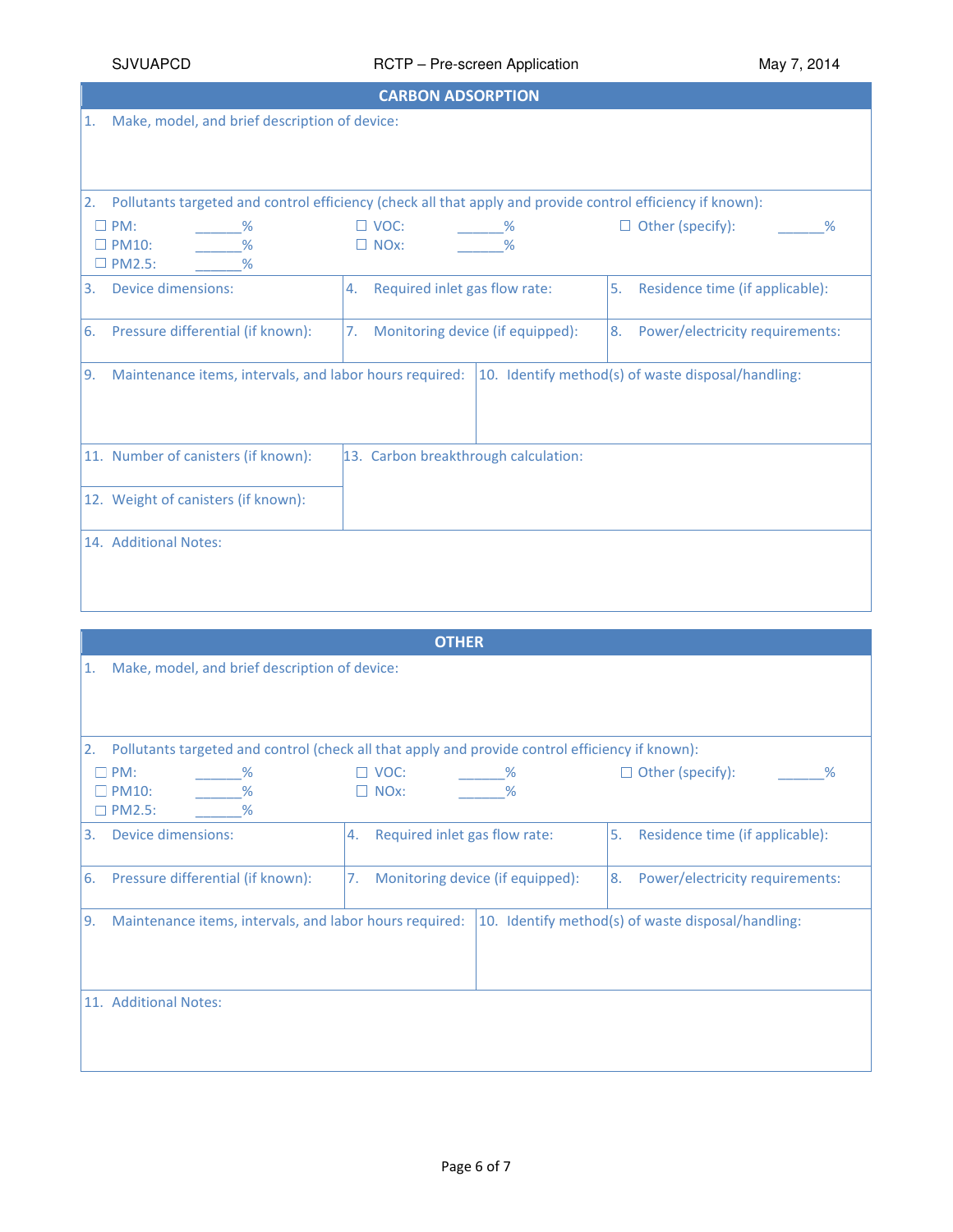## CARBON ADSORPTION

1. Make, model, and brief description of device:

2. Pollutants targeted and control efficiency (check all that apply and provide control efficiency if known):

| | | |
|---|---|---|
| ☐ PM: ______% | ☐ VOC: ______% | ☐ Other (specify): ______% |
| ☐ PM10: ______% | ☐ NOx: ______% | |
| ☐ PM2.5: ______% | | |

| | | |
|---|---|---|
| 3. Device dimensions: | 4. Required inlet gas flow rate: | 5. Residence time (if applicable): |
| 6. Pressure differential (if known): | 7. Monitoring device (if equipped): | 8. Power/electricity requirements: |

| | |
|---|---|
| 9. Maintenance items, intervals, and labor hours required: | 10. Identify method(s) of waste disposal/handling: |

| | |
|---|---|
| 11. Number of canisters (if known): | 13. Carbon breakthrough calculation: |
| 12. Weight of canisters (if known): | |

14. Additional Notes:

## OTHER

1. Make, model, and brief description of device:

2. Pollutants targeted and control (check all that apply and provide control efficiency if known):

| | | |
|---|---|---|
| ☐ PM: ______% | ☐ VOC: ______% | ☐ Other (specify): ______% |
| ☐ PM10: ______% | ☐ NOx: ______% | |
| ☐ PM2.5: ______% | | |

| | | |
|---|---|---|
| 3. Device dimensions: | 4. Required inlet gas flow rate: | 5. Residence time (if applicable): |
| 6. Pressure differential (if known): | 7. Monitoring device (if equipped): | 8. Power/electricity requirements: |

| | |
|---|---|
| 9. Maintenance items, intervals, and labor hours required: | 10. Identify method(s) of waste disposal/handling: |

11. Additional Notes: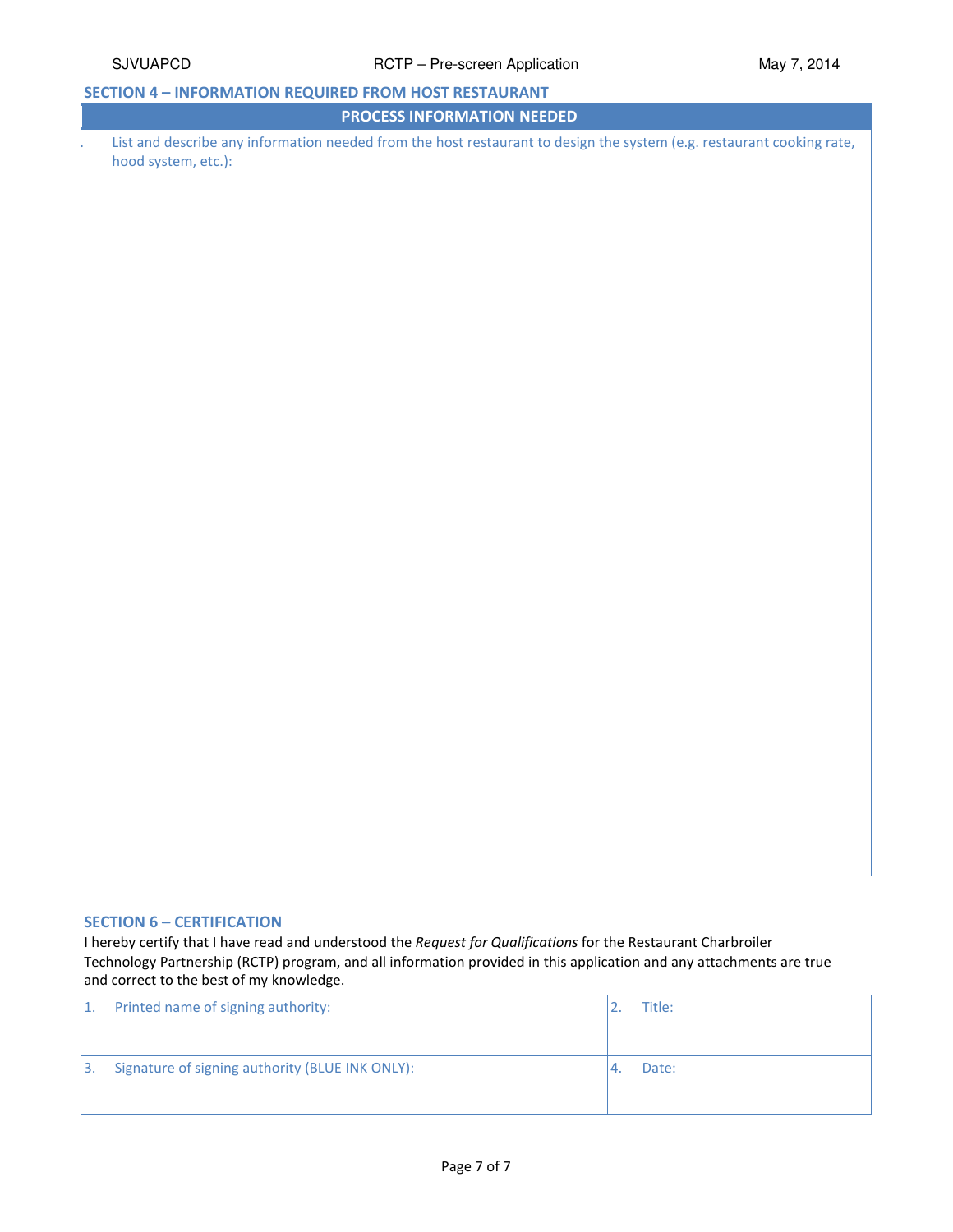## SECTION 4 – INFORMATION REQUIRED FROM HOST RESTAURANT

| PROCESS INFORMATION NEEDED |
| --- |
| List and describe any information needed from the host restaurant to design the system (e.g. restaurant cooking rate, hood system, etc.): |

## SECTION 6 – CERTIFICATION

I hereby certify that I have read and understood the *Request for Qualifications* for the Restaurant Charbroiler Technology Partnership (RCTP) program, and all information provided in this application and any attachments are true and correct to the best of my knowledge.

| | |
| --- | --- |
| 1. Printed name of signing authority: | 2. Title: |
| 3. Signature of signing authority (BLUE INK ONLY): | 4. Date: |